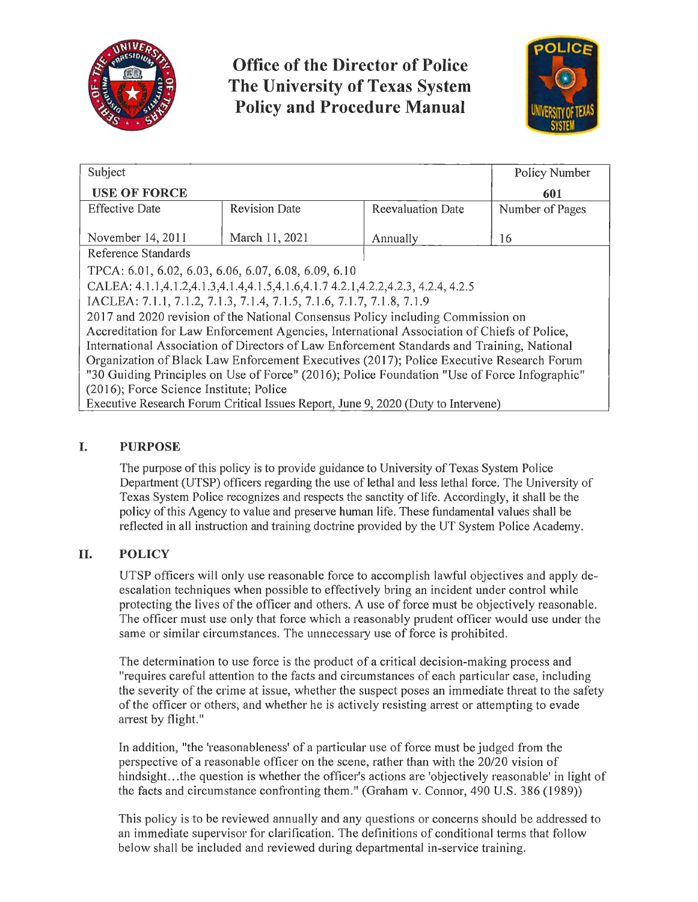# Office of the Director of Police
# The University of Texas System
# Policy and Procedure Manual

| Subject | | | Policy Number |
|---|---|---|---|
| **USE OF FORCE** | | | **601** |
| Effective Date | Revision Date | Reevaluation Date | Number of Pages |
| November 14, 2011 | March 11, 2021 | Annually | 16 |
| Reference Standards | | | |
| TPCA: 6.01, 6.02, 6.03, 6.06, 6.07, 6.08, 6.09, 6.10<br>CALEA: 4.1.1,4.1.2,4.1.3,4.1.4,4.1.5,4.1.6,4.1.7 4.2.1,4.2.2,4.2.3, 4.2.4, 4.2.5<br>IACLEA: 7.1.1, 7.1.2, 7.1.3, 7.1.4, 7.1.5, 7.1.6, 7.1.7, 7.1.8, 7.1.9<br>2017 and 2020 revision of the National Consensus Policy including Commission on Accreditation for Law Enforcement Agencies, International Association of Chiefs of Police, International Association of Directors of Law Enforcement Standards and Training, National Organization of Black Law Enforcement Executives (2017); Police Executive Research Forum "30 Guiding Principles on Use of Force" (2016); Police Foundation "Use of Force Infographic" (2016); Force Science Institute; Police Executive Research Forum Critical Issues Report, June 9, 2020 (Duty to Intervene) | | | |

## I. PURPOSE

The purpose of this policy is to provide guidance to University of Texas System Police Department (UTSP) officers regarding the use of lethal and less lethal force. The University of Texas System Police recognizes and respects the sanctity of life. Accordingly, it shall be the policy of this Agency to value and preserve human life. These fundamental values shall be reflected in all instruction and training doctrine provided by the UT System Police Academy.

## II. POLICY

UTSP officers will only use reasonable force to accomplish lawful objectives and apply de-escalation techniques when possible to effectively bring an incident under control while protecting the lives of the officer and others. A use of force must be objectively reasonable. The officer must use only that force which a reasonably prudent officer would use under the same or similar circumstances. The unnecessary use of force is prohibited.

The determination to use force is the product of a critical decision-making process and "requires careful attention to the facts and circumstances of each particular case, including the severity of the crime at issue, whether the suspect poses an immediate threat to the safety of the officer or others, and whether he is actively resisting arrest or attempting to evade arrest by flight."

In addition, "the 'reasonableness' of a particular use of force must be judged from the perspective of a reasonable officer on the scene, rather than with the 20/20 vision of hindsight…the question is whether the officer's actions are 'objectively reasonable' in light of the facts and circumstance confronting them." (Graham v. Connor, 490 U.S. 386 (1989))

This policy is to be reviewed annually and any questions or concerns should be addressed to an immediate supervisor for clarification. The definitions of conditional terms that follow below shall be included and reviewed during departmental in-service training.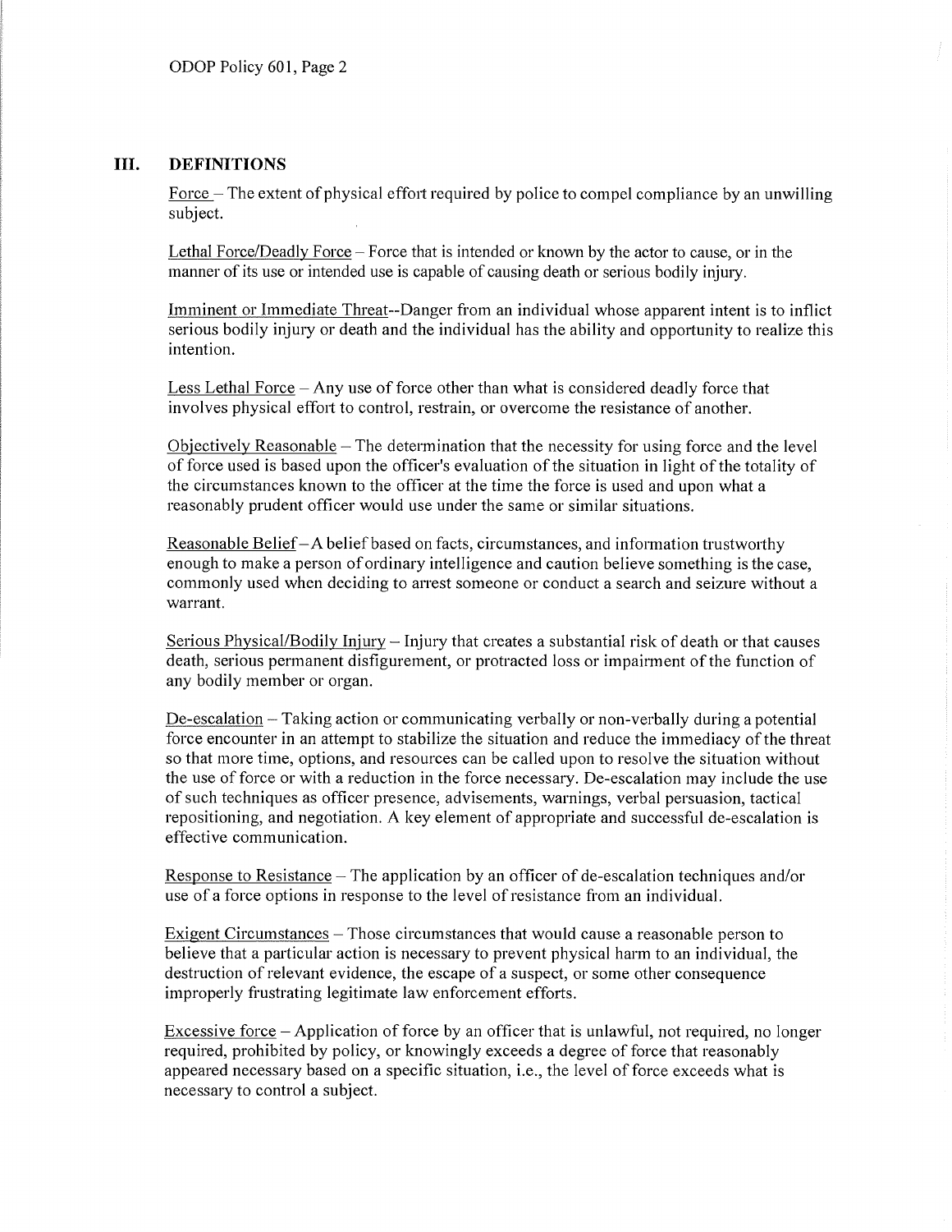## III. DEFINITIONS

Force – The extent of physical effort required by police to compel compliance by an unwilling subject.

Lethal Force/Deadly Force – Force that is intended or known by the actor to cause, or in the manner of its use or intended use is capable of causing death or serious bodily injury.

Imminent or Immediate Threat--Danger from an individual whose apparent intent is to inflict serious bodily injury or death and the individual has the ability and opportunity to realize this intention.

Less Lethal Force – Any use of force other than what is considered deadly force that involves physical effort to control, restrain, or overcome the resistance of another.

Objectively Reasonable – The determination that the necessity for using force and the level of force used is based upon the officer's evaluation of the situation in light of the totality of the circumstances known to the officer at the time the force is used and upon what a reasonably prudent officer would use under the same or similar situations.

Reasonable Belief – A belief based on facts, circumstances, and information trustworthy enough to make a person of ordinary intelligence and caution believe something is the case, commonly used when deciding to arrest someone or conduct a search and seizure without a warrant.

Serious Physical/Bodily Injury – Injury that creates a substantial risk of death or that causes death, serious permanent disfigurement, or protracted loss or impairment of the function of any bodily member or organ.

De-escalation – Taking action or communicating verbally or non-verbally during a potential force encounter in an attempt to stabilize the situation and reduce the immediacy of the threat so that more time, options, and resources can be called upon to resolve the situation without the use of force or with a reduction in the force necessary. De-escalation may include the use of such techniques as officer presence, advisements, warnings, verbal persuasion, tactical repositioning, and negotiation. A key element of appropriate and successful de-escalation is effective communication.

Response to Resistance – The application by an officer of de-escalation techniques and/or use of a force options in response to the level of resistance from an individual.

Exigent Circumstances – Those circumstances that would cause a reasonable person to believe that a particular action is necessary to prevent physical harm to an individual, the destruction of relevant evidence, the escape of a suspect, or some other consequence improperly frustrating legitimate law enforcement efforts.

Excessive force – Application of force by an officer that is unlawful, not required, no longer required, prohibited by policy, or knowingly exceeds a degree of force that reasonably appeared necessary based on a specific situation, i.e., the level of force exceeds what is necessary to control a subject.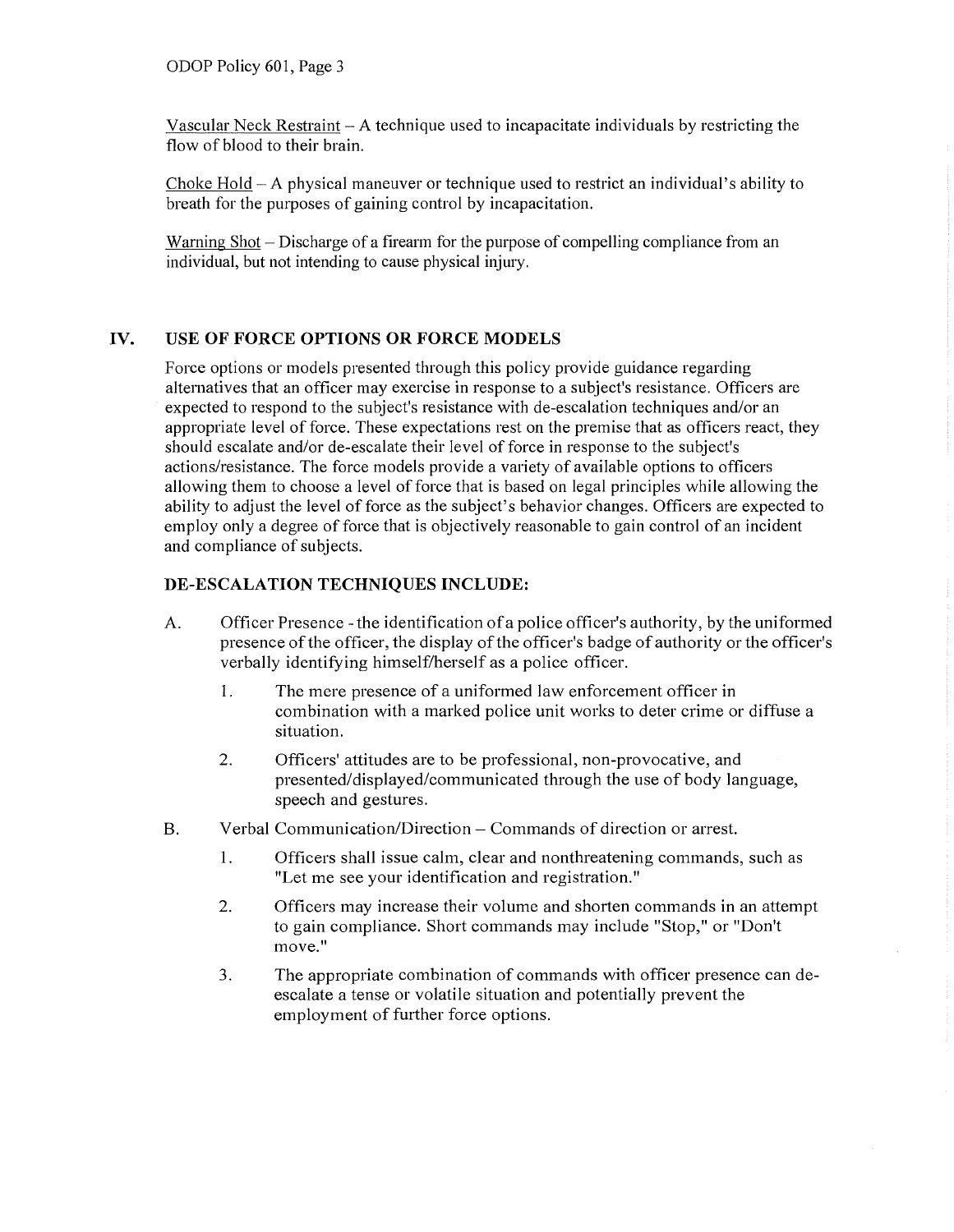<u>Vascular Neck Restraint</u> – A technique used to incapacitate individuals by restricting the flow of blood to their brain.

<u>Choke Hold</u> – A physical maneuver or technique used to restrict an individual's ability to breath for the purposes of gaining control by incapacitation.

<u>Warning Shot</u> – Discharge of a firearm for the purpose of compelling compliance from an individual, but not intending to cause physical injury.

## IV. USE OF FORCE OPTIONS OR FORCE MODELS

Force options or models presented through this policy provide guidance regarding alternatives that an officer may exercise in response to a subject's resistance. Officers are expected to respond to the subject's resistance with de-escalation techniques and/or an appropriate level of force. These expectations rest on the premise that as officers react, they should escalate and/or de-escalate their level of force in response to the subject's actions/resistance. The force models provide a variety of available options to officers allowing them to choose a level of force that is based on legal principles while allowing the ability to adjust the level of force as the subject's behavior changes. Officers are expected to employ only a degree of force that is objectively reasonable to gain control of an incident and compliance of subjects.

### DE-ESCALATION TECHNIQUES INCLUDE:

A. Officer Presence - the identification of a police officer's authority, by the uniformed presence of the officer, the display of the officer's badge of authority or the officer's verbally identifying himself/herself as a police officer.

   1. The mere presence of a uniformed law enforcement officer in combination with a marked police unit works to deter crime or diffuse a situation.

   2. Officers' attitudes are to be professional, non-provocative, and presented/displayed/communicated through the use of body language, speech and gestures.

B. Verbal Communication/Direction – Commands of direction or arrest.

   1. Officers shall issue calm, clear and nonthreatening commands, such as "Let me see your identification and registration."

   2. Officers may increase their volume and shorten commands in an attempt to gain compliance. Short commands may include "Stop," or "Don't move."

   3. The appropriate combination of commands with officer presence can de-escalate a tense or volatile situation and potentially prevent the employment of further force options.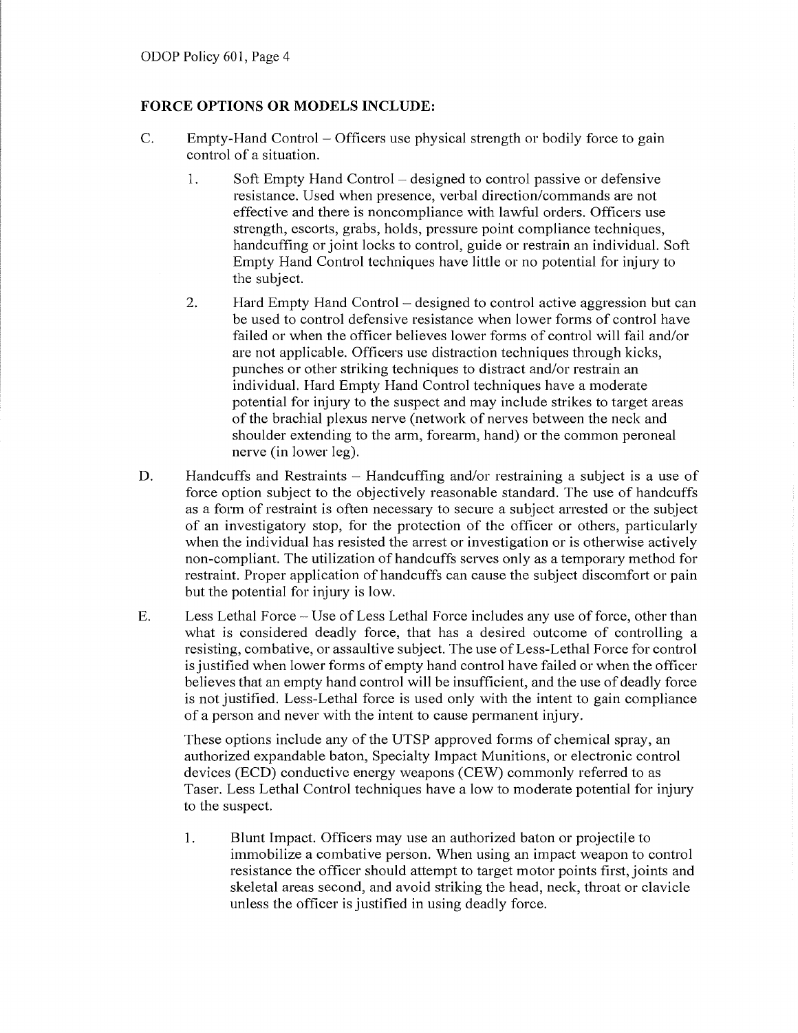## FORCE OPTIONS OR MODELS INCLUDE:

C. Empty-Hand Control – Officers use physical strength or bodily force to gain control of a situation.

   1. Soft Empty Hand Control – designed to control passive or defensive resistance. Used when presence, verbal direction/commands are not effective and there is noncompliance with lawful orders. Officers use strength, escorts, grabs, holds, pressure point compliance techniques, handcuffing or joint locks to control, guide or restrain an individual. Soft Empty Hand Control techniques have little or no potential for injury to the subject.

   2. Hard Empty Hand Control – designed to control active aggression but can be used to control defensive resistance when lower forms of control have failed or when the officer believes lower forms of control will fail and/or are not applicable. Officers use distraction techniques through kicks, punches or other striking techniques to distract and/or restrain an individual. Hard Empty Hand Control techniques have a moderate potential for injury to the suspect and may include strikes to target areas of the brachial plexus nerve (network of nerves between the neck and shoulder extending to the arm, forearm, hand) or the common peroneal nerve (in lower leg).

D. Handcuffs and Restraints – Handcuffing and/or restraining a subject is a use of force option subject to the objectively reasonable standard. The use of handcuffs as a form of restraint is often necessary to secure a subject arrested or the subject of an investigatory stop, for the protection of the officer or others, particularly when the individual has resisted the arrest or investigation or is otherwise actively non-compliant. The utilization of handcuffs serves only as a temporary method for restraint. Proper application of handcuffs can cause the subject discomfort or pain but the potential for injury is low.

E. Less Lethal Force – Use of Less Lethal Force includes any use of force, other than what is considered deadly force, that has a desired outcome of controlling a resisting, combative, or assaultive subject. The use of Less-Lethal Force for control is justified when lower forms of empty hand control have failed or when the officer believes that an empty hand control will be insufficient, and the use of deadly force is not justified. Less-Lethal force is used only with the intent to gain compliance of a person and never with the intent to cause permanent injury.

   These options include any of the UTSP approved forms of chemical spray, an authorized expandable baton, Specialty Impact Munitions, or electronic control devices (ECD) conductive energy weapons (CEW) commonly referred to as Taser. Less Lethal Control techniques have a low to moderate potential for injury to the suspect.

   1. Blunt Impact. Officers may use an authorized baton or projectile to immobilize a combative person. When using an impact weapon to control resistance the officer should attempt to target motor points first, joints and skeletal areas second, and avoid striking the head, neck, throat or clavicle unless the officer is justified in using deadly force.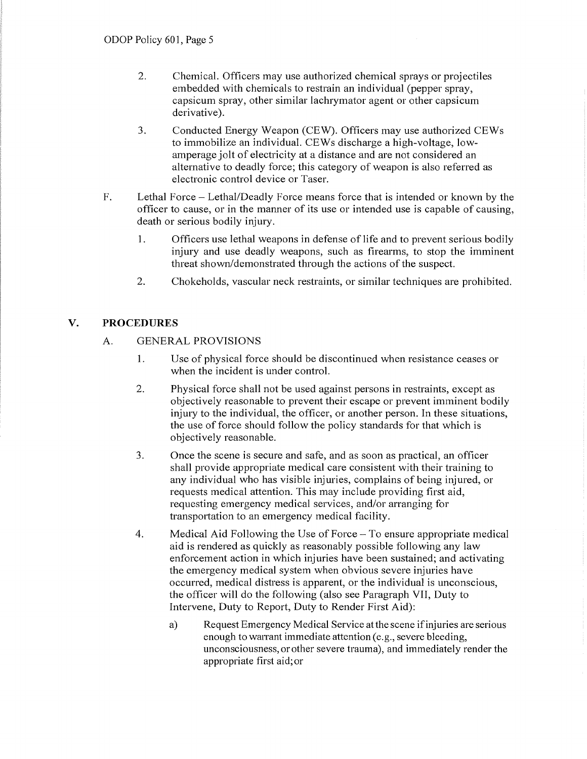2. Chemical. Officers may use authorized chemical sprays or projectiles embedded with chemicals to restrain an individual (pepper spray, capsicum spray, other similar lachrymator agent or other capsicum derivative).

3. Conducted Energy Weapon (CEW). Officers may use authorized CEWs to immobilize an individual. CEWs discharge a high-voltage, low-amperage jolt of electricity at a distance and are not considered an alternative to deadly force; this category of weapon is also referred as electronic control device or Taser.

F. Lethal Force – Lethal/Deadly Force means force that is intended or known by the officer to cause, or in the manner of its use or intended use is capable of causing, death or serious bodily injury.

1. Officers use lethal weapons in defense of life and to prevent serious bodily injury and use deadly weapons, such as firearms, to stop the imminent threat shown/demonstrated through the actions of the suspect.

2. Chokeholds, vascular neck restraints, or similar techniques are prohibited.

## V. PROCEDURES

### A. GENERAL PROVISIONS

1. Use of physical force should be discontinued when resistance ceases or when the incident is under control.

2. Physical force shall not be used against persons in restraints, except as objectively reasonable to prevent their escape or prevent imminent bodily injury to the individual, the officer, or another person. In these situations, the use of force should follow the policy standards for that which is objectively reasonable.

3. Once the scene is secure and safe, and as soon as practical, an officer shall provide appropriate medical care consistent with their training to any individual who has visible injuries, complains of being injured, or requests medical attention. This may include providing first aid, requesting emergency medical services, and/or arranging for transportation to an emergency medical facility.

4. Medical Aid Following the Use of Force – To ensure appropriate medical aid is rendered as quickly as reasonably possible following any law enforcement action in which injuries have been sustained; and activating the emergency medical system when obvious severe injuries have occurred, medical distress is apparent, or the individual is unconscious, the officer will do the following (also see Paragraph VII, Duty to Intervene, Duty to Report, Duty to Render First Aid):

   a) Request Emergency Medical Service at the scene if injuries are serious enough to warrant immediate attention (e.g., severe bleeding, unconsciousness, or other severe trauma), and immediately render the appropriate first aid; or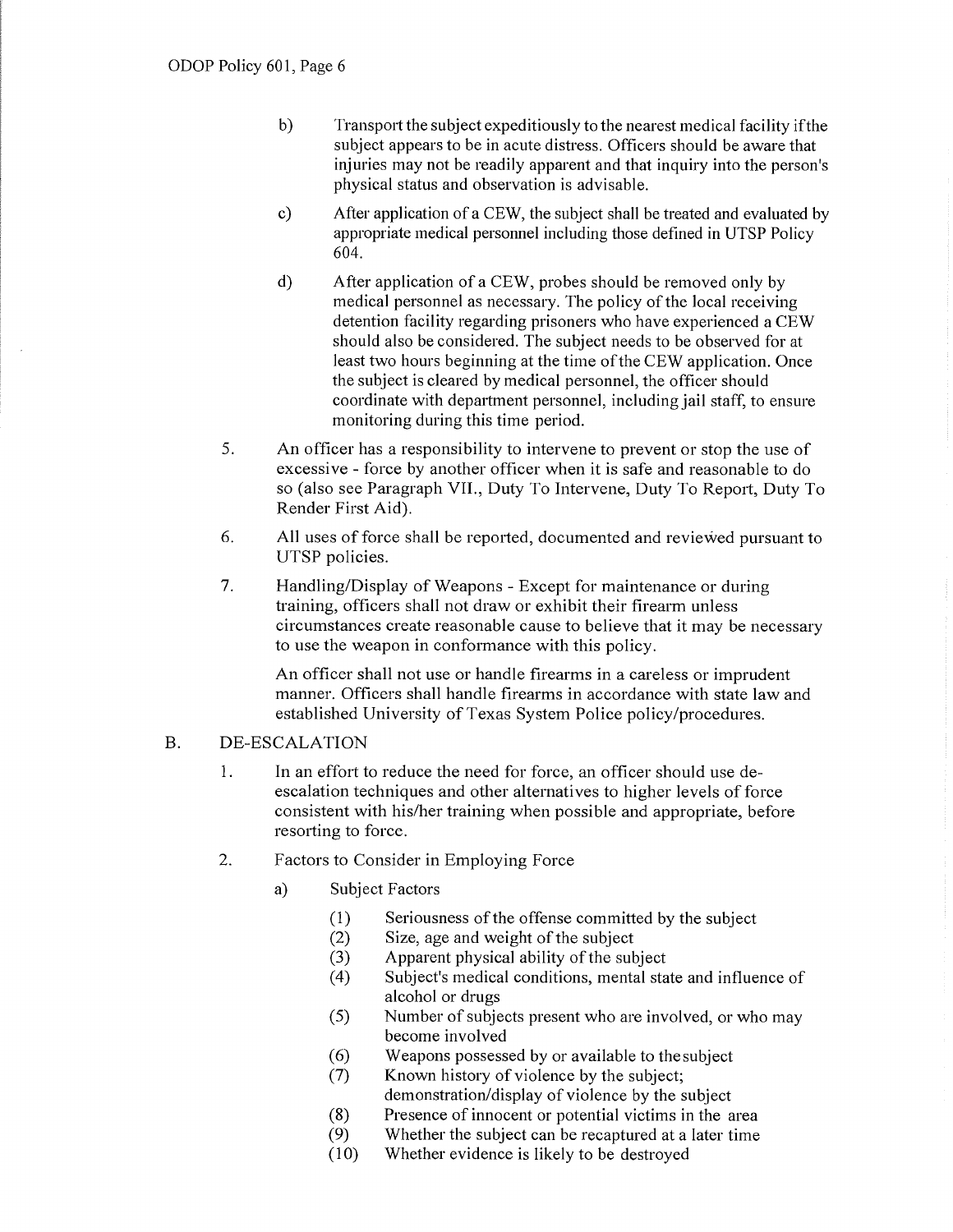b) Transport the subject expeditiously to the nearest medical facility if the subject appears to be in acute distress. Officers should be aware that injuries may not be readily apparent and that inquiry into the person's physical status and observation is advisable.

c) After application of a CEW, the subject shall be treated and evaluated by appropriate medical personnel including those defined in UTSP Policy 604.

d) After application of a CEW, probes should be removed only by medical personnel as necessary. The policy of the local receiving detention facility regarding prisoners who have experienced a CEW should also be considered. The subject needs to be observed for at least two hours beginning at the time of the CEW application. Once the subject is cleared by medical personnel, the officer should coordinate with department personnel, including jail staff, to ensure monitoring during this time period.

5. An officer has a responsibility to intervene to prevent or stop the use of excessive - force by another officer when it is safe and reasonable to do so (also see Paragraph VII., Duty To Intervene, Duty To Report, Duty To Render First Aid).

6. All uses of force shall be reported, documented and reviewed pursuant to UTSP policies.

7. Handling/Display of Weapons - Except for maintenance or during training, officers shall not draw or exhibit their firearm unless circumstances create reasonable cause to believe that it may be necessary to use the weapon in conformance with this policy.

   An officer shall not use or handle firearms in a careless or imprudent manner. Officers shall handle firearms in accordance with state law and established University of Texas System Police policy/procedures.

## B. DE-ESCALATION

1. In an effort to reduce the need for force, an officer should use de-escalation techniques and other alternatives to higher levels of force consistent with his/her training when possible and appropriate, before resorting to force.

2. Factors to Consider in Employing Force

   a) Subject Factors

      (1) Seriousness of the offense committed by the subject
      (2) Size, age and weight of the subject
      (3) Apparent physical ability of the subject
      (4) Subject's medical conditions, mental state and influence of alcohol or drugs
      (5) Number of subjects present who are involved, or who may become involved
      (6) Weapons possessed by or available to the subject
      (7) Known history of violence by the subject; demonstration/display of violence by the subject
      (8) Presence of innocent or potential victims in the area
      (9) Whether the subject can be recaptured at a later time
      (10) Whether evidence is likely to be destroyed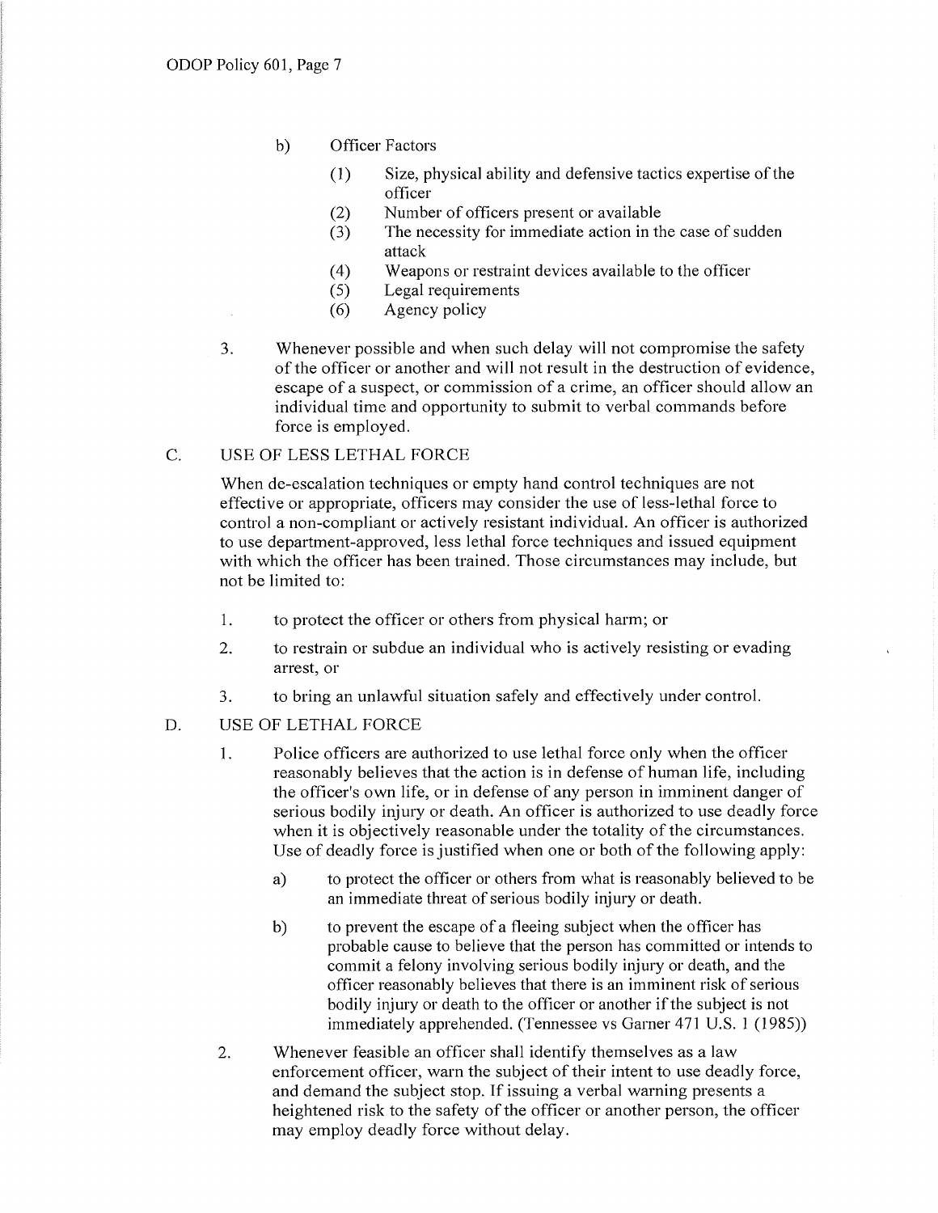b) Officer Factors

(1) Size, physical ability and defensive tactics expertise of the officer
(2) Number of officers present or available
(3) The necessity for immediate action in the case of sudden attack
(4) Weapons or restraint devices available to the officer
(5) Legal requirements
(6) Agency policy

3. Whenever possible and when such delay will not compromise the safety of the officer or another and will not result in the destruction of evidence, escape of a suspect, or commission of a crime, an officer should allow an individual time and opportunity to submit to verbal commands before force is employed.

## C. USE OF LESS LETHAL FORCE

When de-escalation techniques or empty hand control techniques are not effective or appropriate, officers may consider the use of less-lethal force to control a non-compliant or actively resistant individual. An officer is authorized to use department-approved, less lethal force techniques and issued equipment with which the officer has been trained. Those circumstances may include, but not be limited to:

1. to protect the officer or others from physical harm; or
2. to restrain or subdue an individual who is actively resisting or evading arrest, or
3. to bring an unlawful situation safely and effectively under control.

## D. USE OF LETHAL FORCE

1. Police officers are authorized to use lethal force only when the officer reasonably believes that the action is in defense of human life, including the officer's own life, or in defense of any person in imminent danger of serious bodily injury or death. An officer is authorized to use deadly force when it is objectively reasonable under the totality of the circumstances. Use of deadly force is justified when one or both of the following apply:

   a) to protect the officer or others from what is reasonably believed to be an immediate threat of serious bodily injury or death.

   b) to prevent the escape of a fleeing subject when the officer has probable cause to believe that the person has committed or intends to commit a felony involving serious bodily injury or death, and the officer reasonably believes that there is an imminent risk of serious bodily injury or death to the officer or another if the subject is not immediately apprehended. (Tennessee vs Garner 471 U.S. 1 (1985))

2. Whenever feasible an officer shall identify themselves as a law enforcement officer, warn the subject of their intent to use deadly force, and demand the subject stop. If issuing a verbal warning presents a heightened risk to the safety of the officer or another person, the officer may employ deadly force without delay.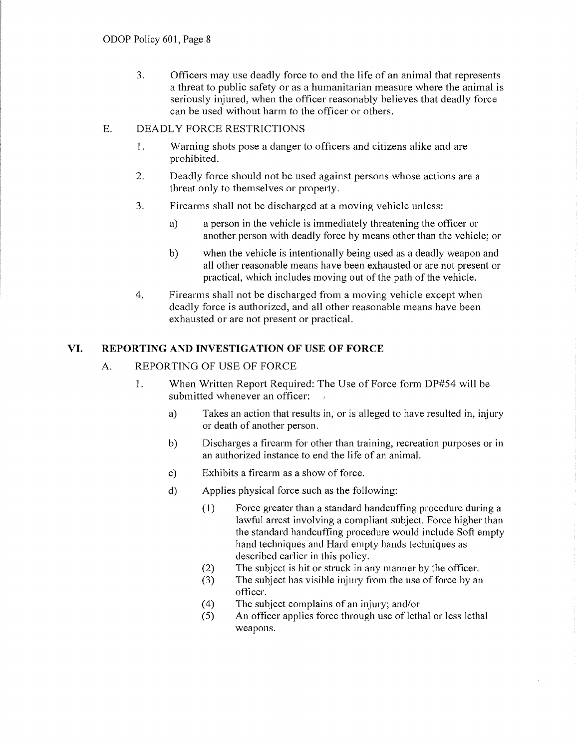3. Officers may use deadly force to end the life of an animal that represents a threat to public safety or as a humanitarian measure where the animal is seriously injured, when the officer reasonably believes that deadly force can be used without harm to the officer or others.

E. DEADLY FORCE RESTRICTIONS

1. Warning shots pose a danger to officers and citizens alike and are prohibited.

2. Deadly force should not be used against persons whose actions are a threat only to themselves or property.

3. Firearms shall not be discharged at a moving vehicle unless:

   a) a person in the vehicle is immediately threatening the officer or another person with deadly force by means other than the vehicle; or

   b) when the vehicle is intentionally being used as a deadly weapon and all other reasonable means have been exhausted or are not present or practical, which includes moving out of the path of the vehicle.

4. Firearms shall not be discharged from a moving vehicle except when deadly force is authorized, and all other reasonable means have been exhausted or are not present or practical.

## VI. REPORTING AND INVESTIGATION OF USE OF FORCE

A. REPORTING OF USE OF FORCE

1. When Written Report Required: The Use of Force form DP#54 will be submitted whenever an officer:

   a) Takes an action that results in, or is alleged to have resulted in, injury or death of another person.

   b) Discharges a firearm for other than training, recreation purposes or in an authorized instance to end the life of an animal.

   c) Exhibits a firearm as a show of force.

   d) Applies physical force such as the following:

      (1) Force greater than a standard handcuffing procedure during a lawful arrest involving a compliant subject. Force higher than the standard handcuffing procedure would include Soft empty hand techniques and Hard empty hands techniques as described earlier in this policy.
      (2) The subject is hit or struck in any manner by the officer.
      (3) The subject has visible injury from the use of force by an officer.
      (4) The subject complains of an injury; and/or
      (5) An officer applies force through use of lethal or less lethal weapons.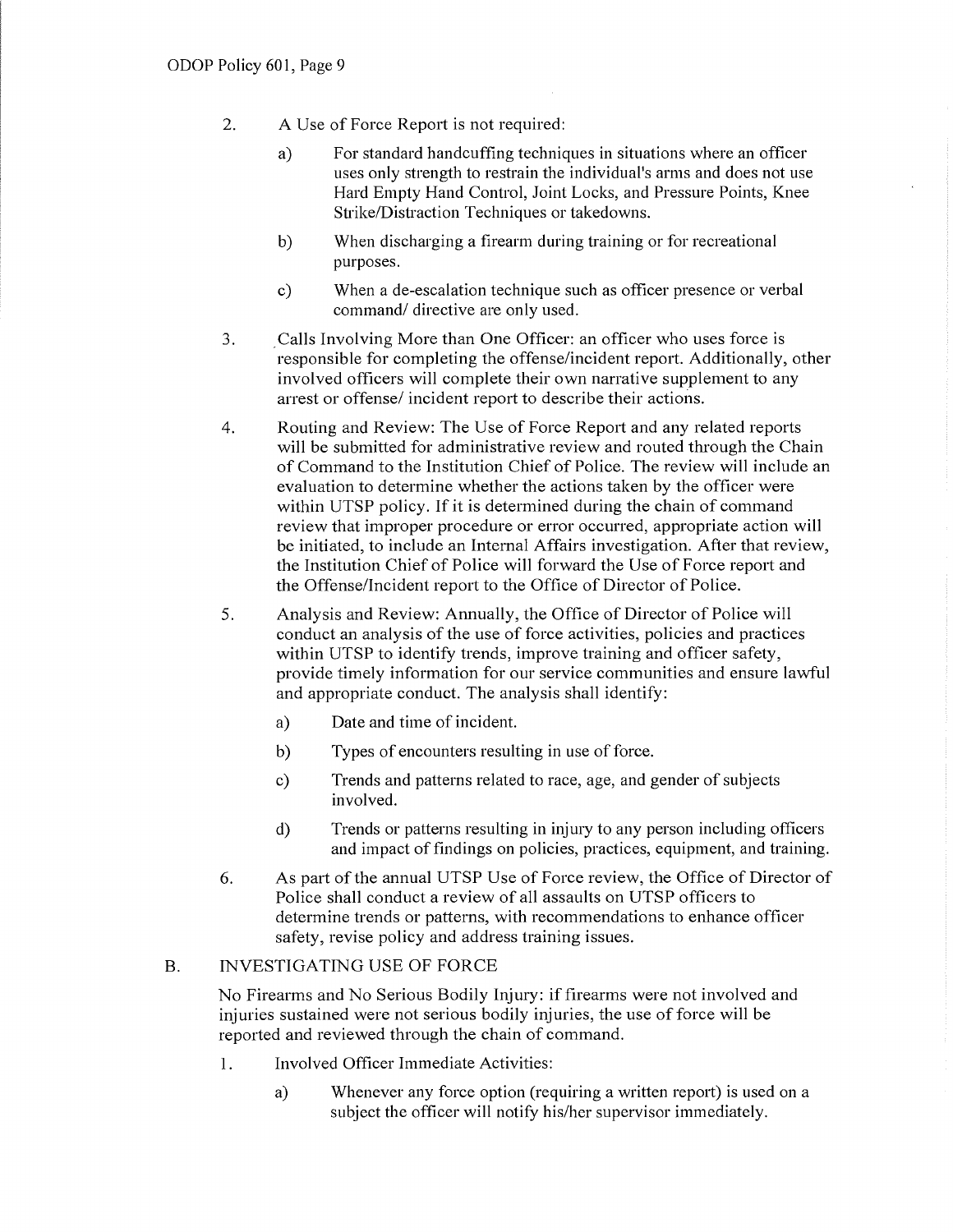2. A Use of Force Report is not required:

   a) For standard handcuffing techniques in situations where an officer uses only strength to restrain the individual's arms and does not use Hard Empty Hand Control, Joint Locks, and Pressure Points, Knee Strike/Distraction Techniques or takedowns.

   b) When discharging a firearm during training or for recreational purposes.

   c) When a de-escalation technique such as officer presence or verbal command/ directive are only used.

3. Calls Involving More than One Officer: an officer who uses force is responsible for completing the offense/incident report. Additionally, other involved officers will complete their own narrative supplement to any arrest or offense/ incident report to describe their actions.

4. Routing and Review: The Use of Force Report and any related reports will be submitted for administrative review and routed through the Chain of Command to the Institution Chief of Police. The review will include an evaluation to determine whether the actions taken by the officer were within UTSP policy. If it is determined during the chain of command review that improper procedure or error occurred, appropriate action will be initiated, to include an Internal Affairs investigation. After that review, the Institution Chief of Police will forward the Use of Force report and the Offense/Incident report to the Office of Director of Police.

5. Analysis and Review: Annually, the Office of Director of Police will conduct an analysis of the use of force activities, policies and practices within UTSP to identify trends, improve training and officer safety, provide timely information for our service communities and ensure lawful and appropriate conduct. The analysis shall identify:

   a) Date and time of incident.

   b) Types of encounters resulting in use of force.

   c) Trends and patterns related to race, age, and gender of subjects involved.

   d) Trends or patterns resulting in injury to any person including officers and impact of findings on policies, practices, equipment, and training.

6. As part of the annual UTSP Use of Force review, the Office of Director of Police shall conduct a review of all assaults on UTSP officers to determine trends or patterns, with recommendations to enhance officer safety, revise policy and address training issues.

## B. INVESTIGATING USE OF FORCE

No Firearms and No Serious Bodily Injury: if firearms were not involved and injuries sustained were not serious bodily injuries, the use of force will be reported and reviewed through the chain of command.

1. Involved Officer Immediate Activities:

   a) Whenever any force option (requiring a written report) is used on a subject the officer will notify his/her supervisor immediately.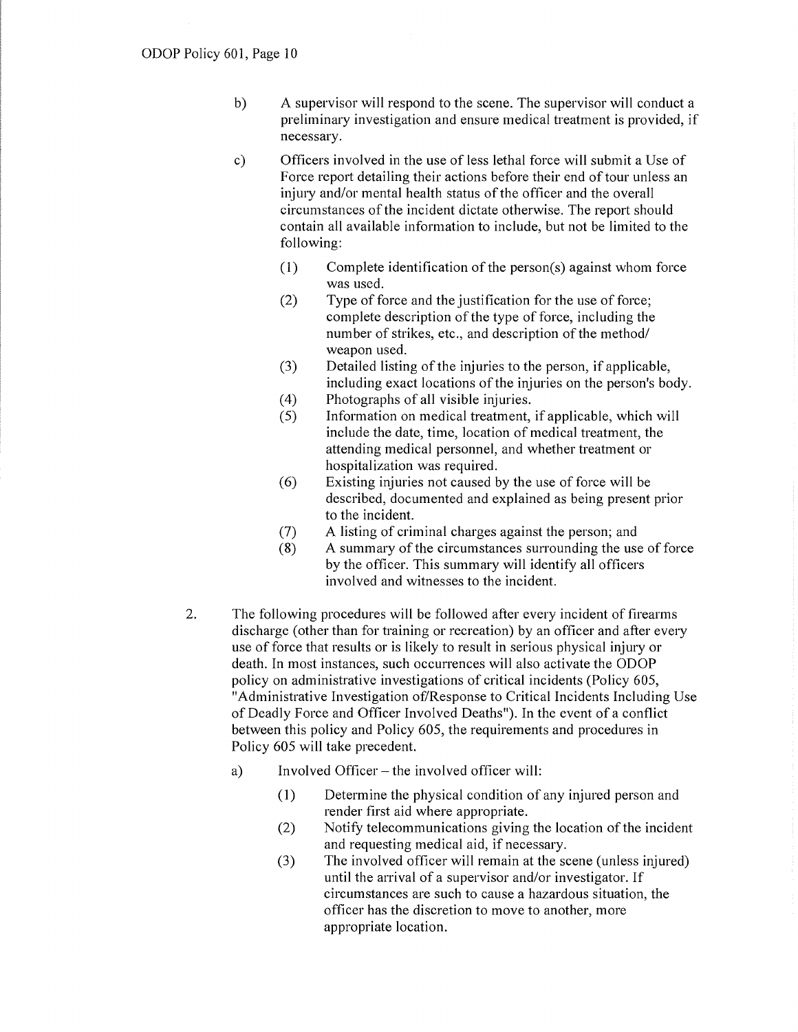b) A supervisor will respond to the scene. The supervisor will conduct a preliminary investigation and ensure medical treatment is provided, if necessary.

c) Officers involved in the use of less lethal force will submit a Use of Force report detailing their actions before their end of tour unless an injury and/or mental health status of the officer and the overall circumstances of the incident dictate otherwise. The report should contain all available information to include, but not be limited to the following:

   (1) Complete identification of the person(s) against whom force was used.
   (2) Type of force and the justification for the use of force; complete description of the type of force, including the number of strikes, etc., and description of the method/ weapon used.
   (3) Detailed listing of the injuries to the person, if applicable, including exact locations of the injuries on the person's body.
   (4) Photographs of all visible injuries.
   (5) Information on medical treatment, if applicable, which will include the date, time, location of medical treatment, the attending medical personnel, and whether treatment or hospitalization was required.
   (6) Existing injuries not caused by the use of force will be described, documented and explained as being present prior to the incident.
   (7) A listing of criminal charges against the person; and
   (8) A summary of the circumstances surrounding the use of force by the officer. This summary will identify all officers involved and witnesses to the incident.

2. The following procedures will be followed after every incident of firearms discharge (other than for training or recreation) by an officer and after every use of force that results or is likely to result in serious physical injury or death. In most instances, such occurrences will also activate the ODOP policy on administrative investigations of critical incidents (Policy 605, "Administrative Investigation of/Response to Critical Incidents Including Use of Deadly Force and Officer Involved Deaths"). In the event of a conflict between this policy and Policy 605, the requirements and procedures in Policy 605 will take precedent.

   a) Involved Officer – the involved officer will:

      (1) Determine the physical condition of any injured person and render first aid where appropriate.
      (2) Notify telecommunications giving the location of the incident and requesting medical aid, if necessary.
      (3) The involved officer will remain at the scene (unless injured) until the arrival of a supervisor and/or investigator. If circumstances are such to cause a hazardous situation, the officer has the discretion to move to another, more appropriate location.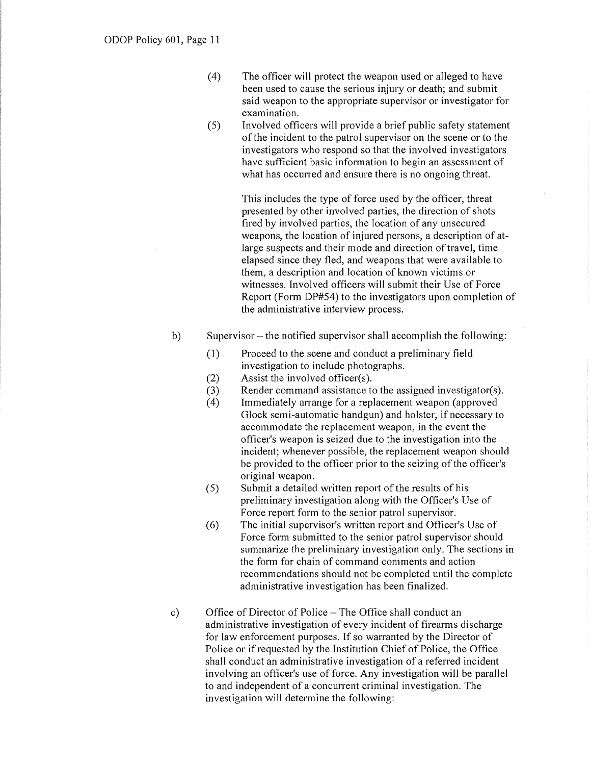(4) The officer will protect the weapon used or alleged to have been used to cause the serious injury or death; and submit said weapon to the appropriate supervisor or investigator for examination.

(5) Involved officers will provide a brief public safety statement of the incident to the patrol supervisor on the scene or to the investigators who respond so that the involved investigators have sufficient basic information to begin an assessment of what has occurred and ensure there is no ongoing threat.

This includes the type of force used by the officer, threat presented by other involved parties, the direction of shots fired by involved parties, the location of any unsecured weapons, the location of injured persons, a description of at-large suspects and their mode and direction of travel, time elapsed since they fled, and weapons that were available to them, a description and location of known victims or witnesses. Involved officers will submit their Use of Force Report (Form DP#54) to the investigators upon completion of the administrative interview process.

b) Supervisor – the notified supervisor shall accomplish the following:

(1) Proceed to the scene and conduct a preliminary field investigation to include photographs.

(2) Assist the involved officer(s).

(3) Render command assistance to the assigned investigator(s).

(4) Immediately arrange for a replacement weapon (approved Glock semi-automatic handgun) and holster, if necessary to accommodate the replacement weapon, in the event the officer's weapon is seized due to the investigation into the incident; whenever possible, the replacement weapon should be provided to the officer prior to the seizing of the officer's original weapon.

(5) Submit a detailed written report of the results of his preliminary investigation along with the Officer's Use of Force report form to the senior patrol supervisor.

(6) The initial supervisor's written report and Officer's Use of Force form submitted to the senior patrol supervisor should summarize the preliminary investigation only. The sections in the form for chain of command comments and action recommendations should not be completed until the complete administrative investigation has been finalized.

c) Office of Director of Police – The Office shall conduct an administrative investigation of every incident of firearms discharge for law enforcement purposes. If so warranted by the Director of Police or if requested by the Institution Chief of Police, the Office shall conduct an administrative investigation of a referred incident involving an officer's use of force. Any investigation will be parallel to and independent of a concurrent criminal investigation. The investigation will determine the following: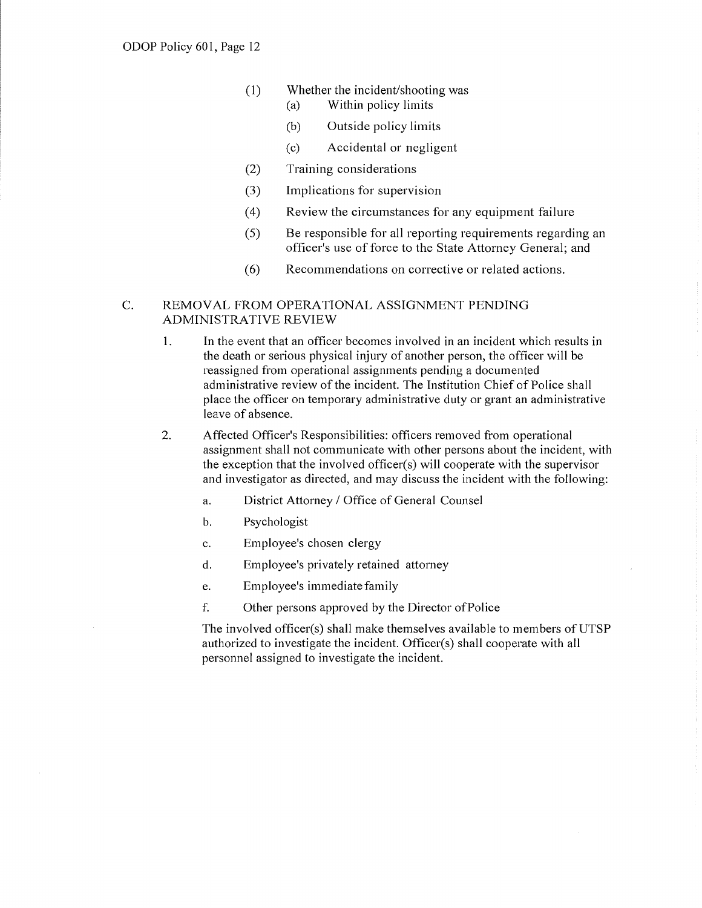(1) Whether the incident/shooting was
   (a) Within policy limits
   (b) Outside policy limits
   (c) Accidental or negligent
(2) Training considerations
(3) Implications for supervision
(4) Review the circumstances for any equipment failure
(5) Be responsible for all reporting requirements regarding an officer's use of force to the State Attorney General; and
(6) Recommendations on corrective or related actions.

## C. REMOVAL FROM OPERATIONAL ASSIGNMENT PENDING ADMINISTRATIVE REVIEW

1. In the event that an officer becomes involved in an incident which results in the death or serious physical injury of another person, the officer will be reassigned from operational assignments pending a documented administrative review of the incident. The Institution Chief of Police shall place the officer on temporary administrative duty or grant an administrative leave of absence.

2. Affected Officer's Responsibilities: officers removed from operational assignment shall not communicate with other persons about the incident, with the exception that the involved officer(s) will cooperate with the supervisor and investigator as directed, and may discuss the incident with the following:

   a. District Attorney / Office of General Counsel
   b. Psychologist
   c. Employee's chosen clergy
   d. Employee's privately retained attorney
   e. Employee's immediate family
   f. Other persons approved by the Director of Police

   The involved officer(s) shall make themselves available to members of UTSP authorized to investigate the incident. Officer(s) shall cooperate with all personnel assigned to investigate the incident.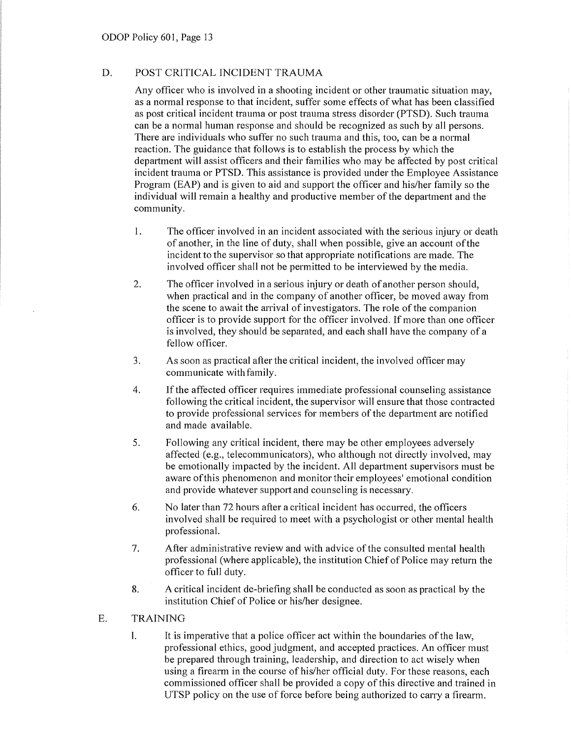## D. POST CRITICAL INCIDENT TRAUMA

Any officer who is involved in a shooting incident or other traumatic situation may, as a normal response to that incident, suffer some effects of what has been classified as post critical incident trauma or post trauma stress disorder (PTSD). Such trauma can be a normal human response and should be recognized as such by all persons. There are individuals who suffer no such trauma and this, too, can be a normal reaction. The guidance that follows is to establish the process by which the department will assist officers and their families who may be affected by post critical incident trauma or PTSD. This assistance is provided under the Employee Assistance Program (EAP) and is given to aid and support the officer and his/her family so the individual will remain a healthy and productive member of the department and the community.

1. The officer involved in an incident associated with the serious injury or death of another, in the line of duty, shall when possible, give an account of the incident to the supervisor so that appropriate notifications are made. The involved officer shall not be permitted to be interviewed by the media.
2. The officer involved in a serious injury or death of another person should, when practical and in the company of another officer, be moved away from the scene to await the arrival of investigators. The role of the companion officer is to provide support for the officer involved. If more than one officer is involved, they should be separated, and each shall have the company of a fellow officer.
3. As soon as practical after the critical incident, the involved officer may communicate with family.
4. If the affected officer requires immediate professional counseling assistance following the critical incident, the supervisor will ensure that those contracted to provide professional services for members of the department are notified and made available.
5. Following any critical incident, there may be other employees adversely affected (e.g., telecommunicators), who although not directly involved, may be emotionally impacted by the incident. All department supervisors must be aware of this phenomenon and monitor their employees' emotional condition and provide whatever support and counseling is necessary.
6. No later than 72 hours after a critical incident has occurred, the officers involved shall be required to meet with a psychologist or other mental health professional.
7. After administrative review and with advice of the consulted mental health professional (where applicable), the institution Chief of Police may return the officer to full duty.
8. A critical incident de-briefing shall be conducted as soon as practical by the institution Chief of Police or his/her designee.

## E. TRAINING

1. It is imperative that a police officer act within the boundaries of the law, professional ethics, good judgment, and accepted practices. An officer must be prepared through training, leadership, and direction to act wisely when using a firearm in the course of his/her official duty. For these reasons, each commissioned officer shall be provided a copy of this directive and trained in UTSP policy on the use of force before being authorized to carry a firearm.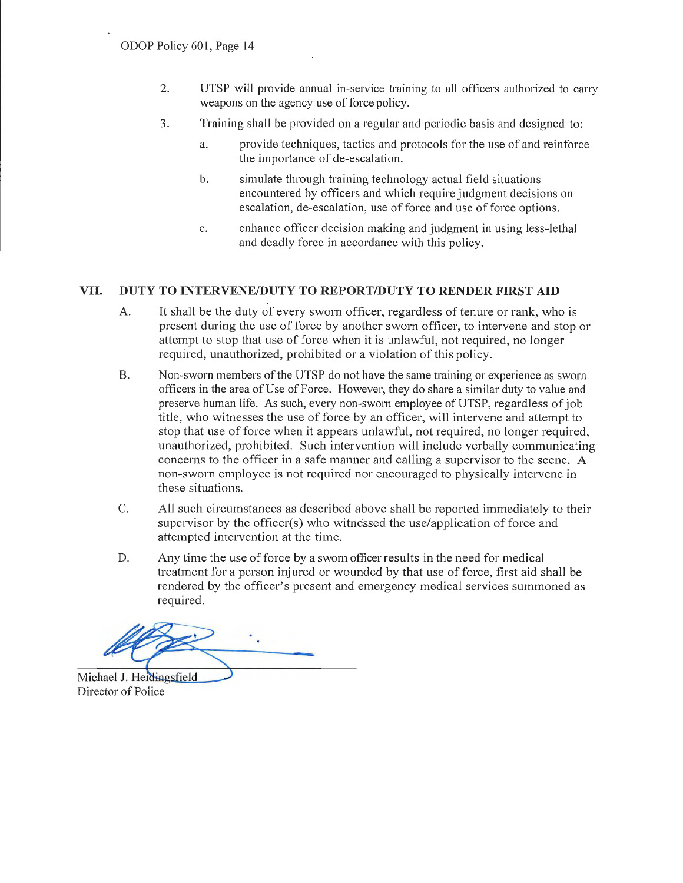2. UTSP will provide annual in-service training to all officers authorized to carry weapons on the agency use of force policy.

3. Training shall be provided on a regular and periodic basis and designed to:

   a. provide techniques, tactics and protocols for the use of and reinforce the importance of de-escalation.

   b. simulate through training technology actual field situations encountered by officers and which require judgment decisions on escalation, de-escalation, use of force and use of force options.

   c. enhance officer decision making and judgment in using less-lethal and deadly force in accordance with this policy.

## VII. DUTY TO INTERVENE/DUTY TO REPORT/DUTY TO RENDER FIRST AID

A. It shall be the duty of every sworn officer, regardless of tenure or rank, who is present during the use of force by another sworn officer, to intervene and stop or attempt to stop that use of force when it is unlawful, not required, no longer required, unauthorized, prohibited or a violation of this policy.

B. Non-sworn members of the UTSP do not have the same training or experience as sworn officers in the area of Use of Force. However, they do share a similar duty to value and preserve human life. As such, every non-sworn employee of UTSP, regardless of job title, who witnesses the use of force by an officer, will intervene and attempt to stop that use of force when it appears unlawful, not required, no longer required, unauthorized, prohibited. Such intervention will include verbally communicating concerns to the officer in a safe manner and calling a supervisor to the scene. A non-sworn employee is not required nor encouraged to physically intervene in these situations.

C. All such circumstances as described above shall be reported immediately to their supervisor by the officer(s) who witnessed the use/application of force and attempted intervention at the time.

D. Any time the use of force by a sworn officer results in the need for medical treatment for a person injured or wounded by that use of force, first aid shall be rendered by the officer's present and emergency medical services summoned as required.

Michael J. Heidingsfield
Director of Police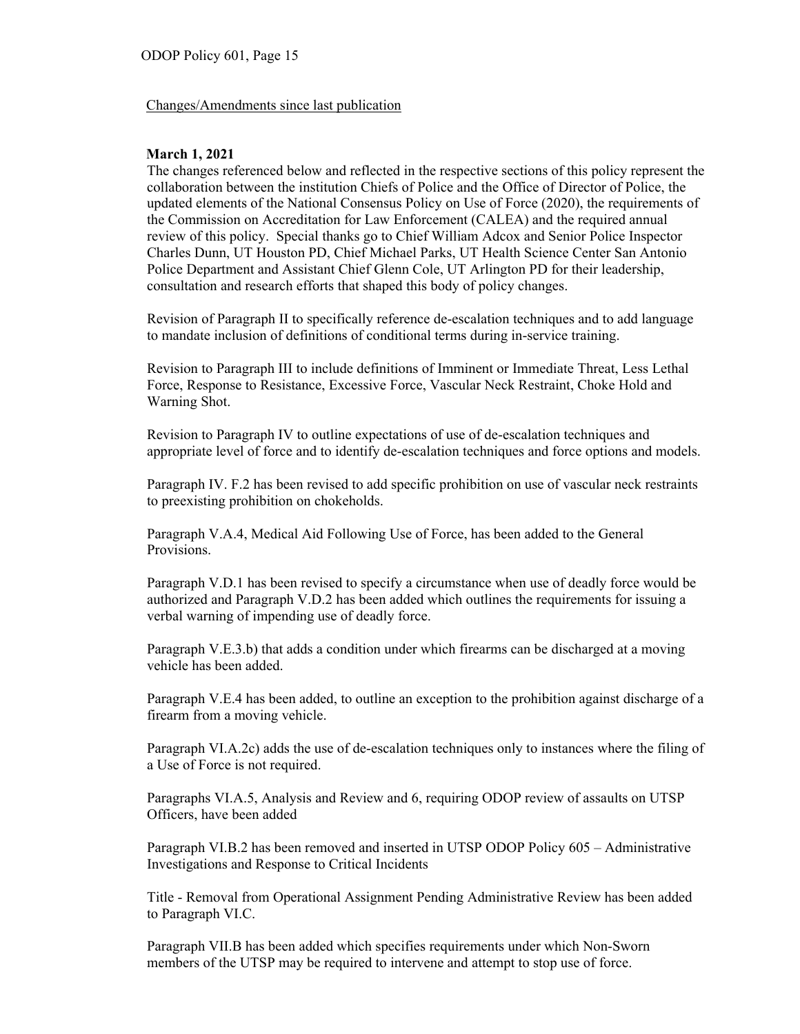Changes/Amendments since last publication

**March 1, 2021**

The changes referenced below and reflected in the respective sections of this policy represent the collaboration between the institution Chiefs of Police and the Office of Director of Police, the updated elements of the National Consensus Policy on Use of Force (2020), the requirements of the Commission on Accreditation for Law Enforcement (CALEA) and the required annual review of this policy. Special thanks go to Chief William Adcox and Senior Police Inspector Charles Dunn, UT Houston PD, Chief Michael Parks, UT Health Science Center San Antonio Police Department and Assistant Chief Glenn Cole, UT Arlington PD for their leadership, consultation and research efforts that shaped this body of policy changes.

Revision of Paragraph II to specifically reference de-escalation techniques and to add language to mandate inclusion of definitions of conditional terms during in-service training.

Revision to Paragraph III to include definitions of Imminent or Immediate Threat, Less Lethal Force, Response to Resistance, Excessive Force, Vascular Neck Restraint, Choke Hold and Warning Shot.

Revision to Paragraph IV to outline expectations of use of de-escalation techniques and appropriate level of force and to identify de-escalation techniques and force options and models.

Paragraph IV. F.2 has been revised to add specific prohibition on use of vascular neck restraints to preexisting prohibition on chokeholds.

Paragraph V.A.4, Medical Aid Following Use of Force, has been added to the General Provisions.

Paragraph V.D.1 has been revised to specify a circumstance when use of deadly force would be authorized and Paragraph V.D.2 has been added which outlines the requirements for issuing a verbal warning of impending use of deadly force.

Paragraph V.E.3.b) that adds a condition under which firearms can be discharged at a moving vehicle has been added.

Paragraph V.E.4 has been added, to outline an exception to the prohibition against discharge of a firearm from a moving vehicle.

Paragraph VI.A.2c) adds the use of de-escalation techniques only to instances where the filing of a Use of Force is not required.

Paragraphs VI.A.5, Analysis and Review and 6, requiring ODOP review of assaults on UTSP Officers, have been added

Paragraph VI.B.2 has been removed and inserted in UTSP ODOP Policy 605 – Administrative Investigations and Response to Critical Incidents

Title - Removal from Operational Assignment Pending Administrative Review has been added to Paragraph VI.C.

Paragraph VII.B has been added which specifies requirements under which Non-Sworn members of the UTSP may be required to intervene and attempt to stop use of force.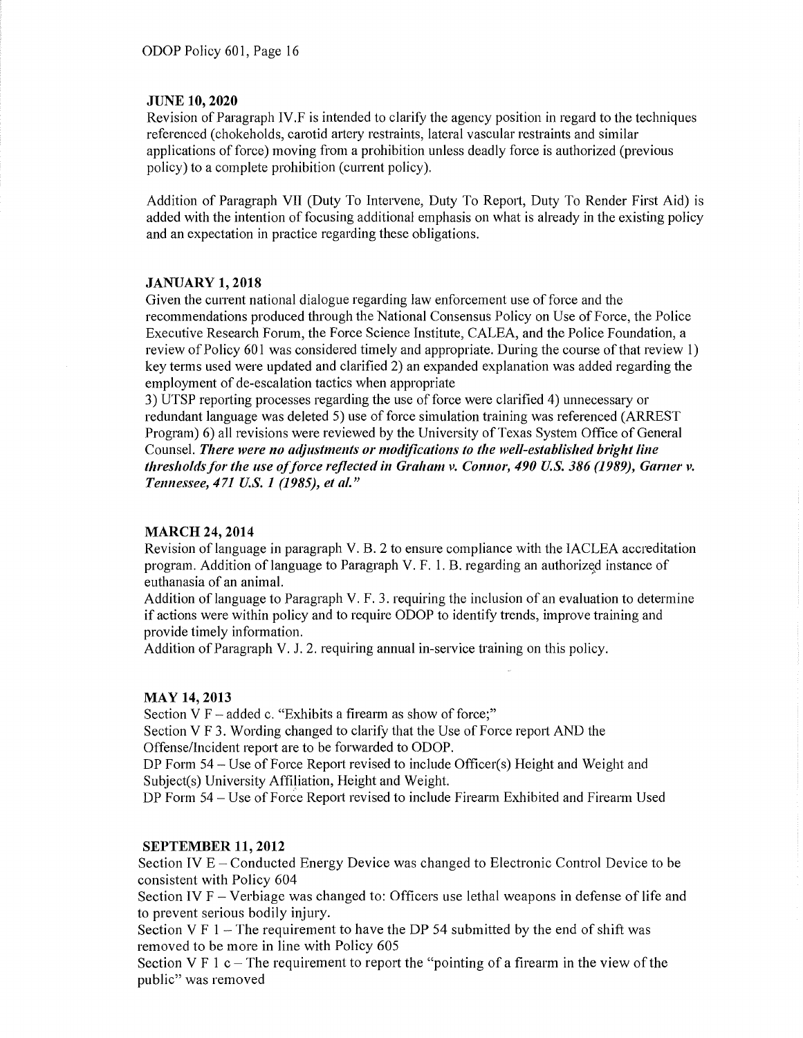**JUNE 10, 2020**

Revision of Paragraph IV.F is intended to clarify the agency position in regard to the techniques referenced (chokeholds, carotid artery restraints, lateral vascular restraints and similar applications of force) moving from a prohibition unless deadly force is authorized (previous policy) to a complete prohibition (current policy).

Addition of Paragraph VII (Duty To Intervene, Duty To Report, Duty To Render First Aid) is added with the intention of focusing additional emphasis on what is already in the existing policy and an expectation in practice regarding these obligations.

**JANUARY 1, 2018**

Given the current national dialogue regarding law enforcement use of force and the recommendations produced through the National Consensus Policy on Use of Force, the Police Executive Research Forum, the Force Science Institute, CALEA, and the Police Foundation, a review of Policy 601 was considered timely and appropriate. During the course of that review 1) key terms used were updated and clarified 2) an expanded explanation was added regarding the employment of de-escalation tactics when appropriate
3) UTSP reporting processes regarding the use of force were clarified 4) unnecessary or redundant language was deleted 5) use of force simulation training was referenced (ARREST Program) 6) all revisions were reviewed by the University of Texas System Office of General Counsel. ***There were no adjustments or modifications to the well-established bright line thresholds for the use of force reflected in Graham v. Connor, 490 U.S. 386 (1989), Garner v. Tennessee, 471 U.S. 1 (1985), et al."***

**MARCH 24, 2014**

Revision of language in paragraph V. B. 2 to ensure compliance with the IACLEA accreditation program. Addition of language to Paragraph V. F. 1. B. regarding an authorized instance of euthanasia of an animal.
Addition of language to Paragraph V. F. 3. requiring the inclusion of an evaluation to determine if actions were within policy and to require ODOP to identify trends, improve training and provide timely information.
Addition of Paragraph V. J. 2. requiring annual in-service training on this policy.

**MAY 14, 2013**

Section V F – added c. "Exhibits a firearm as show of force;"
Section V F 3. Wording changed to clarify that the Use of Force report AND the Offense/Incident report are to be forwarded to ODOP.
DP Form 54 – Use of Force Report revised to include Officer(s) Height and Weight and Subject(s) University Affiliation, Height and Weight.
DP Form 54 – Use of Force Report revised to include Firearm Exhibited and Firearm Used

**SEPTEMBER 11, 2012**

Section IV E – Conducted Energy Device was changed to Electronic Control Device to be consistent with Policy 604
Section IV F – Verbiage was changed to: Officers use lethal weapons in defense of life and to prevent serious bodily injury.
Section V F 1 – The requirement to have the DP 54 submitted by the end of shift was removed to be more in line with Policy 605
Section V F 1 c – The requirement to report the "pointing of a firearm in the view of the public" was removed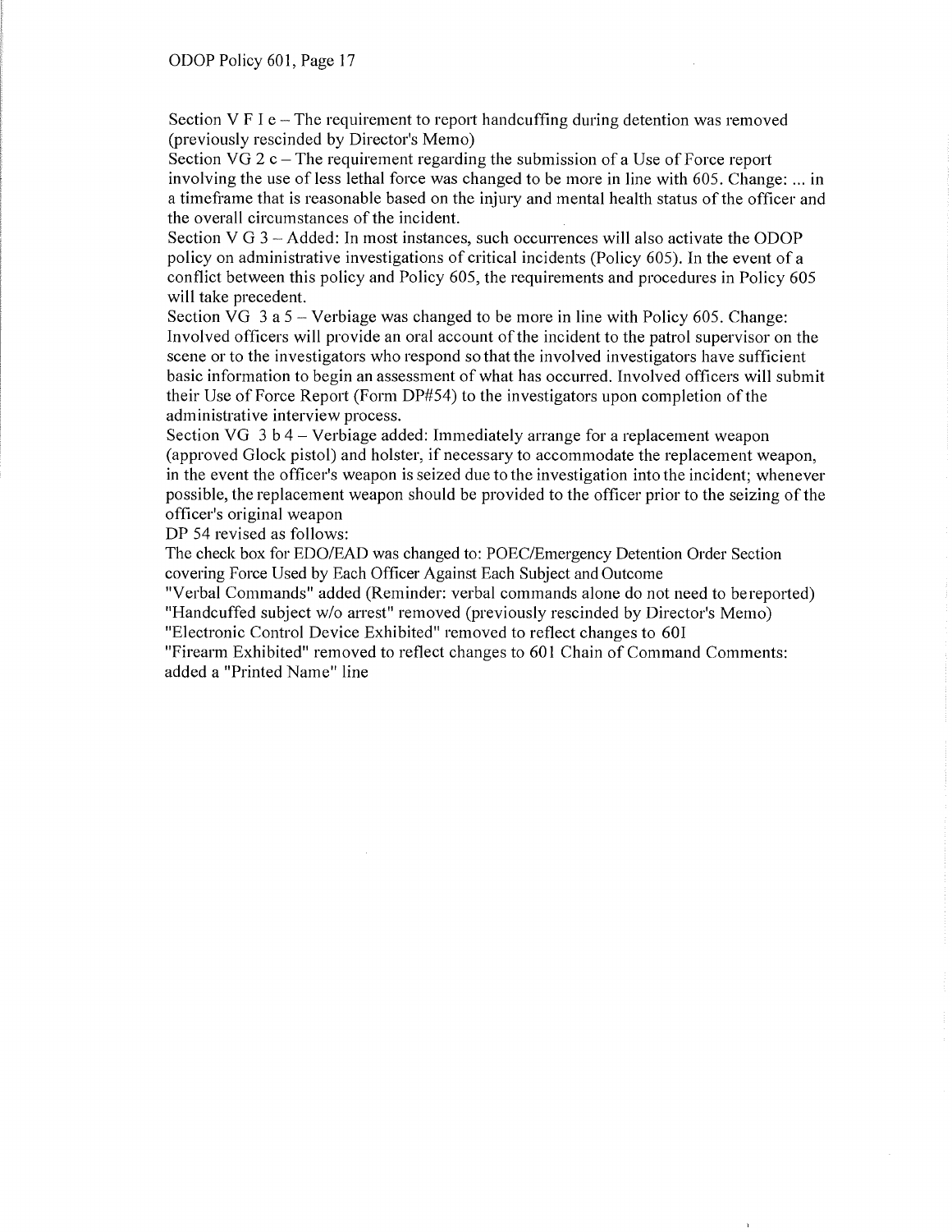Section V F 1 e – The requirement to report handcuffing during detention was removed (previously rescinded by Director's Memo)

Section VG 2 c – The requirement regarding the submission of a Use of Force report involving the use of less lethal force was changed to be more in line with 605. Change: ... in a timeframe that is reasonable based on the injury and mental health status of the officer and the overall circumstances of the incident.

Section V G 3 – Added: In most instances, such occurrences will also activate the ODOP policy on administrative investigations of critical incidents (Policy 605). In the event of a conflict between this policy and Policy 605, the requirements and procedures in Policy 605 will take precedent.

Section VG 3 a 5 – Verbiage was changed to be more in line with Policy 605. Change: Involved officers will provide an oral account of the incident to the patrol supervisor on the scene or to the investigators who respond so that the involved investigators have sufficient basic information to begin an assessment of what has occurred. Involved officers will submit their Use of Force Report (Form DP#54) to the investigators upon completion of the administrative interview process.

Section VG 3 b 4 – Verbiage added: Immediately arrange for a replacement weapon (approved Glock pistol) and holster, if necessary to accommodate the replacement weapon, in the event the officer's weapon is seized due to the investigation into the incident; whenever possible, the replacement weapon should be provided to the officer prior to the seizing of the officer's original weapon

DP 54 revised as follows:

The check box for EDO/EAD was changed to: POEC/Emergency Detention Order Section covering Force Used by Each Officer Against Each Subject and Outcome

"Verbal Commands" added (Reminder: verbal commands alone do not need to be reported)

"Handcuffed subject w/o arrest" removed (previously rescinded by Director's Memo)

"Electronic Control Device Exhibited" removed to reflect changes to 601

"Firearm Exhibited" removed to reflect changes to 601 Chain of Command Comments: added a "Printed Name" line